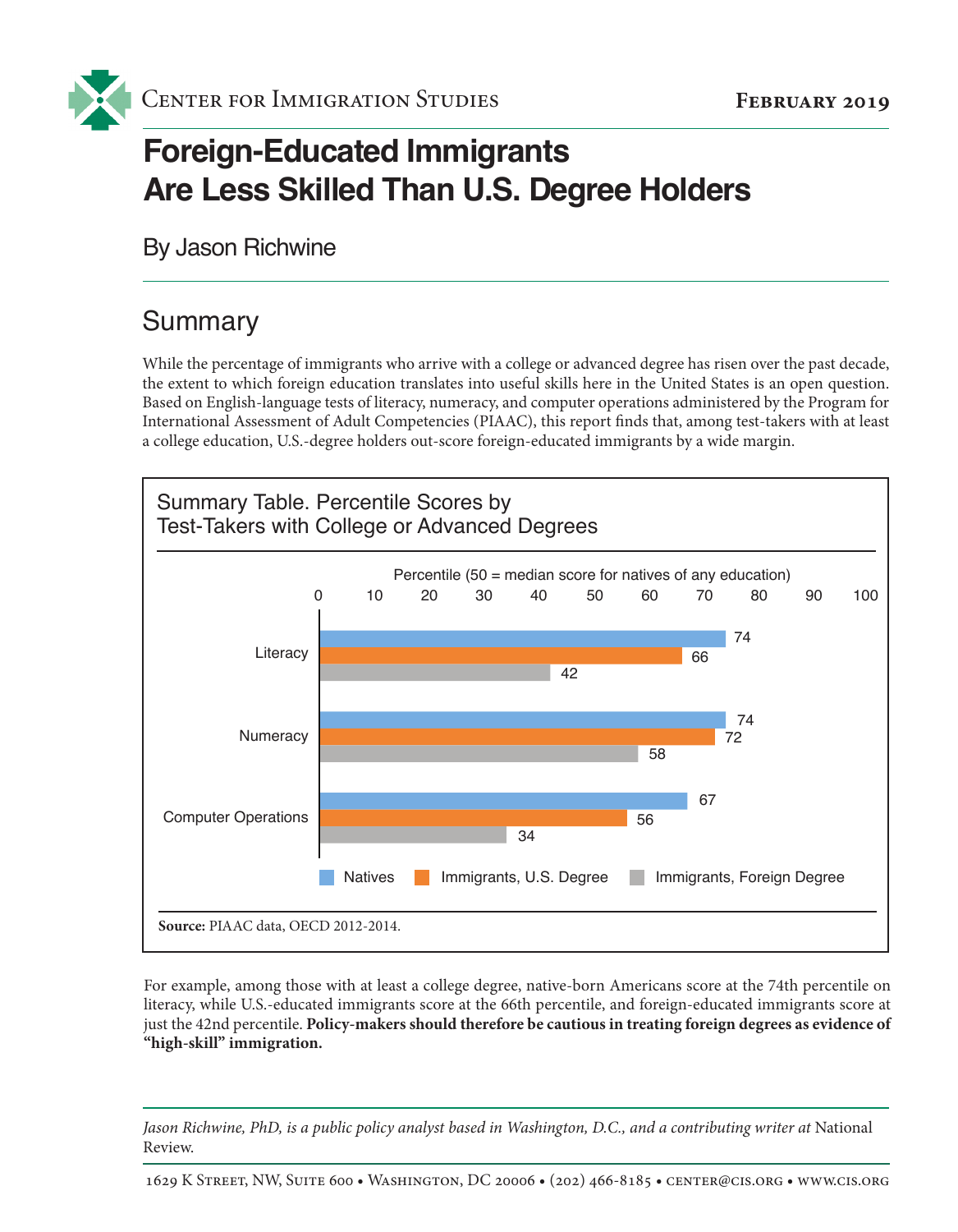Center for Immigration Studies — February 2019

# Foreign-Educated Immigrants Are Less Skilled Than U.S. Degree Holders

By Jason Richwine

## Summary

While the percentage of immigrants who arrive with a college or advanced degree has risen over the past decade, the extent to which foreign education translates into useful skills here in the United States is an open question. Based on English-language tests of literacy, numeracy, and computer operations administered by the Program for International Assessment of Adult Competencies (PIAAC), this report finds that, among test-takers with at least a college education, U.S.-degree holders out-score foreign-educated immigrants by a wide margin.

**Summary Table. Percentile Scores by Test-Takers with College or Advanced Degrees**

Percentile (50 = median score for natives of any education)

| | Natives | Immigrants, U.S. Degree | Immigrants, Foreign Degree |
|---|---|---|---|
| Literacy | 74 | 66 | 42 |
| Numeracy | 74 | 72 | 58 |
| Computer Operations | 67 | 56 | 34 |

**Source:** PIAAC data, OECD 2012-2014.

For example, among those with at least a college degree, native-born Americans score at the 74th percentile on literacy, while U.S.-educated immigrants score at the 66th percentile, and foreign-educated immigrants score at just the 42nd percentile. **Policy-makers should therefore be cautious in treating foreign degrees as evidence of "high-skill" immigration.**

*Jason Richwine, PhD, is a public policy analyst based in Washington, D.C., and a contributing writer at* National Review.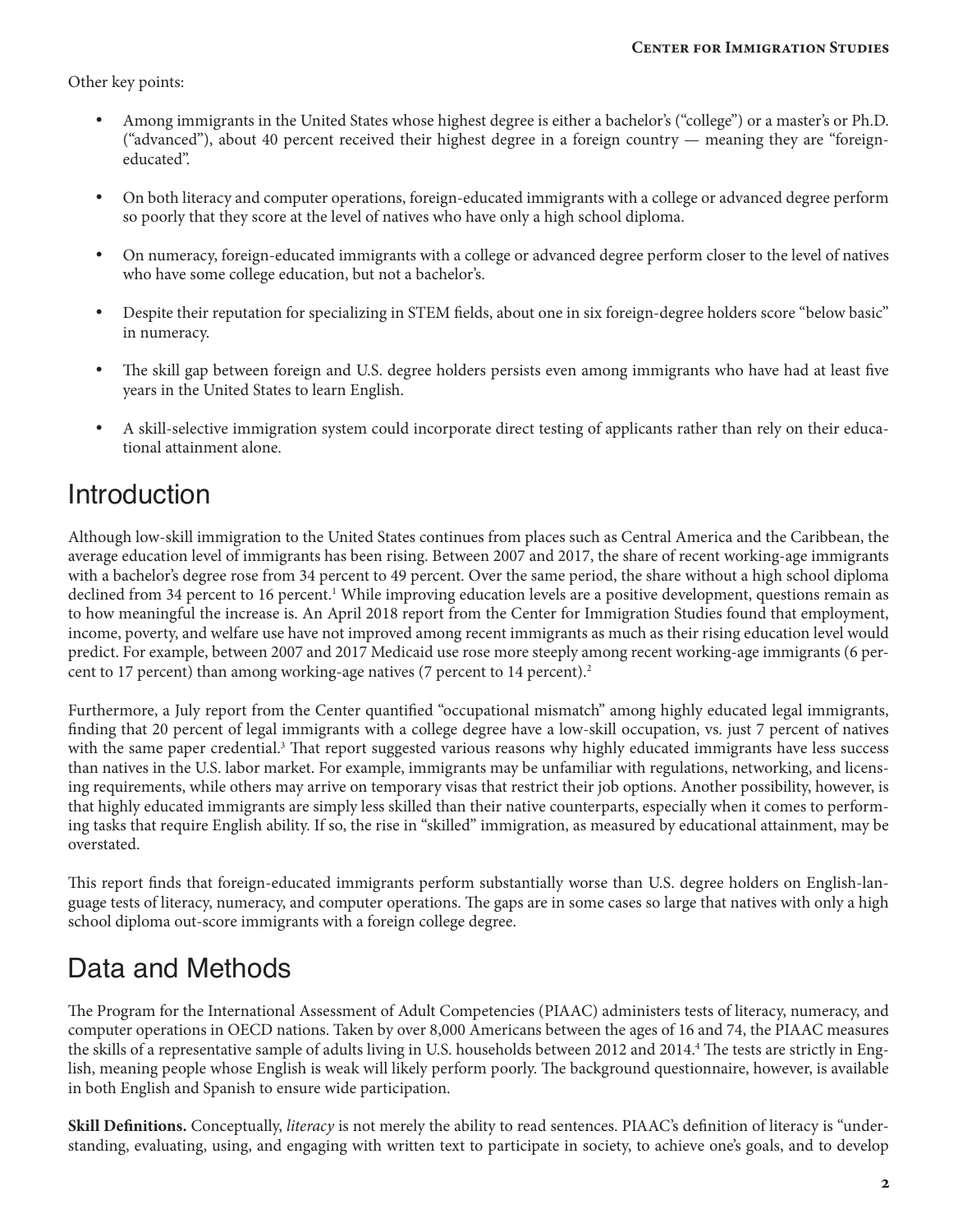Other key points:

- Among immigrants in the United States whose highest degree is either a bachelor's ("college") or a master's or Ph.D. ("advanced"), about 40 percent received their highest degree in a foreign country — meaning they are "foreign-educated".
- On both literacy and computer operations, foreign-educated immigrants with a college or advanced degree perform so poorly that they score at the level of natives who have only a high school diploma.
- On numeracy, foreign-educated immigrants with a college or advanced degree perform closer to the level of natives who have some college education, but not a bachelor's.
- Despite their reputation for specializing in STEM fields, about one in six foreign-degree holders score "below basic" in numeracy.
- The skill gap between foreign and U.S. degree holders persists even among immigrants who have had at least five years in the United States to learn English.
- A skill-selective immigration system could incorporate direct testing of applicants rather than rely on their educational attainment alone.

# Introduction

Although low-skill immigration to the United States continues from places such as Central America and the Caribbean, the average education level of immigrants has been rising. Between 2007 and 2017, the share of recent working-age immigrants with a bachelor's degree rose from 34 percent to 49 percent. Over the same period, the share without a high school diploma declined from 34 percent to 16 percent.[1] While improving education levels are a positive development, questions remain as to how meaningful the increase is. An April 2018 report from the Center for Immigration Studies found that employment, income, poverty, and welfare use have not improved among recent immigrants as much as their rising education level would predict. For example, between 2007 and 2017 Medicaid use rose more steeply among recent working-age immigrants (6 percent to 17 percent) than among working-age natives (7 percent to 14 percent).[2]

Furthermore, a July report from the Center quantified "occupational mismatch" among highly educated legal immigrants, finding that 20 percent of legal immigrants with a college degree have a low-skill occupation, vs. just 7 percent of natives with the same paper credential.[3] That report suggested various reasons why highly educated immigrants have less success than natives in the U.S. labor market. For example, immigrants may be unfamiliar with regulations, networking, and licensing requirements, while others may arrive on temporary visas that restrict their job options. Another possibility, however, is that highly educated immigrants are simply less skilled than their native counterparts, especially when it comes to performing tasks that require English ability. If so, the rise in "skilled" immigration, as measured by educational attainment, may be overstated.

This report finds that foreign-educated immigrants perform substantially worse than U.S. degree holders on English-language tests of literacy, numeracy, and computer operations. The gaps are in some cases so large that natives with only a high school diploma out-score immigrants with a foreign college degree.

# Data and Methods

The Program for the International Assessment of Adult Competencies (PIAAC) administers tests of literacy, numeracy, and computer operations in OECD nations. Taken by over 8,000 Americans between the ages of 16 and 74, the PIAAC measures the skills of a representative sample of adults living in U.S. households between 2012 and 2014.[4] The tests are strictly in English, meaning people whose English is weak will likely perform poorly. The background questionnaire, however, is available in both English and Spanish to ensure wide participation.

**Skill Definitions.** Conceptually, *literacy* is not merely the ability to read sentences. PIAAC's definition of literacy is "understanding, evaluating, using, and engaging with written text to participate in society, to achieve one's goals, and to develop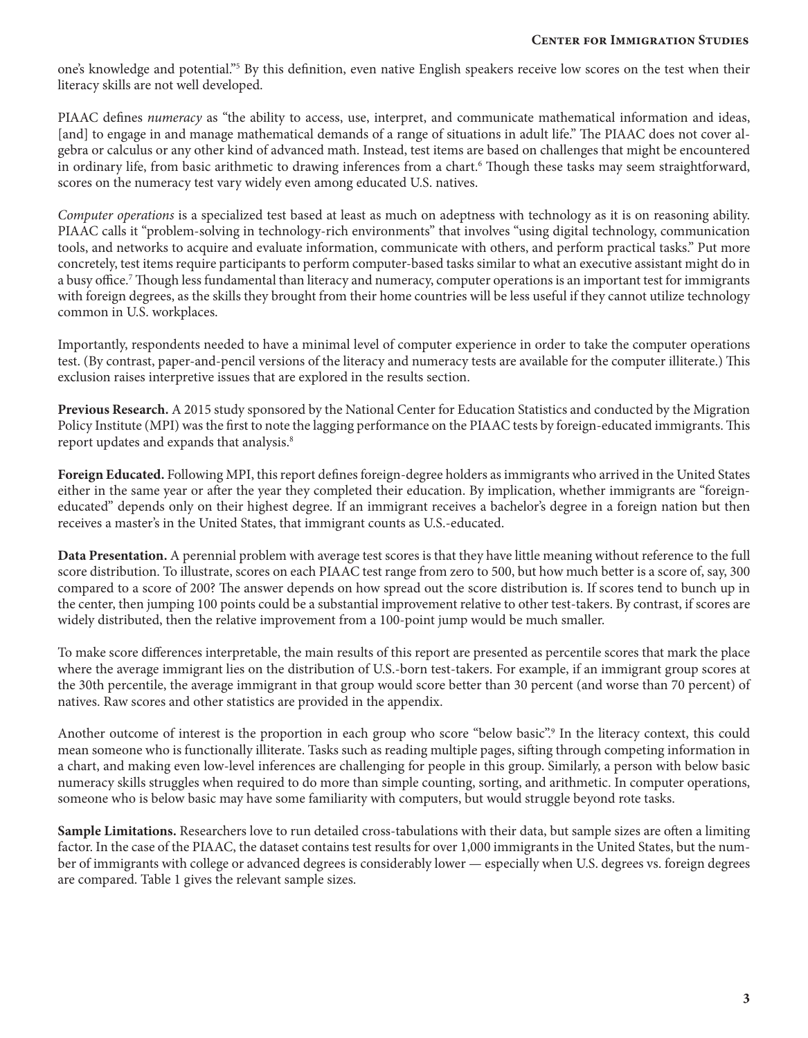one's knowledge and potential."[5] By this definition, even native English speakers receive low scores on the test when their literacy skills are not well developed.

PIAAC defines *numeracy* as "the ability to access, use, interpret, and communicate mathematical information and ideas, [and] to engage in and manage mathematical demands of a range of situations in adult life." The PIAAC does not cover algebra or calculus or any other kind of advanced math. Instead, test items are based on challenges that might be encountered in ordinary life, from basic arithmetic to drawing inferences from a chart.[6] Though these tasks may seem straightforward, scores on the numeracy test vary widely even among educated U.S. natives.

*Computer operations* is a specialized test based at least as much on adeptness with technology as it is on reasoning ability. PIAAC calls it "problem-solving in technology-rich environments" that involves "using digital technology, communication tools, and networks to acquire and evaluate information, communicate with others, and perform practical tasks." Put more concretely, test items require participants to perform computer-based tasks similar to what an executive assistant might do in a busy office.[7] Though less fundamental than literacy and numeracy, computer operations is an important test for immigrants with foreign degrees, as the skills they brought from their home countries will be less useful if they cannot utilize technology common in U.S. workplaces.

Importantly, respondents needed to have a minimal level of computer experience in order to take the computer operations test. (By contrast, paper-and-pencil versions of the literacy and numeracy tests are available for the computer illiterate.) This exclusion raises interpretive issues that are explored in the results section.

**Previous Research.** A 2015 study sponsored by the National Center for Education Statistics and conducted by the Migration Policy Institute (MPI) was the first to note the lagging performance on the PIAAC tests by foreign-educated immigrants. This report updates and expands that analysis.[8]

**Foreign Educated.** Following MPI, this report defines foreign-degree holders as immigrants who arrived in the United States either in the same year or after the year they completed their education. By implication, whether immigrants are "foreign-educated" depends only on their highest degree. If an immigrant receives a bachelor's degree in a foreign nation but then receives a master's in the United States, that immigrant counts as U.S.-educated.

**Data Presentation.** A perennial problem with average test scores is that they have little meaning without reference to the full score distribution. To illustrate, scores on each PIAAC test range from zero to 500, but how much better is a score of, say, 300 compared to a score of 200? The answer depends on how spread out the score distribution is. If scores tend to bunch up in the center, then jumping 100 points could be a substantial improvement relative to other test-takers. By contrast, if scores are widely distributed, then the relative improvement from a 100-point jump would be much smaller.

To make score differences interpretable, the main results of this report are presented as percentile scores that mark the place where the average immigrant lies on the distribution of U.S.-born test-takers. For example, if an immigrant group scores at the 30th percentile, the average immigrant in that group would score better than 30 percent (and worse than 70 percent) of natives. Raw scores and other statistics are provided in the appendix.

Another outcome of interest is the proportion in each group who score "below basic".[9] In the literacy context, this could mean someone who is functionally illiterate. Tasks such as reading multiple pages, sifting through competing information in a chart, and making even low-level inferences are challenging for people in this group. Similarly, a person with below basic numeracy skills struggles when required to do more than simple counting, sorting, and arithmetic. In computer operations, someone who is below basic may have some familiarity with computers, but would struggle beyond rote tasks.

**Sample Limitations.** Researchers love to run detailed cross-tabulations with their data, but sample sizes are often a limiting factor. In the case of the PIAAC, the dataset contains test results for over 1,000 immigrants in the United States, but the number of immigrants with college or advanced degrees is considerably lower — especially when U.S. degrees vs. foreign degrees are compared. Table 1 gives the relevant sample sizes.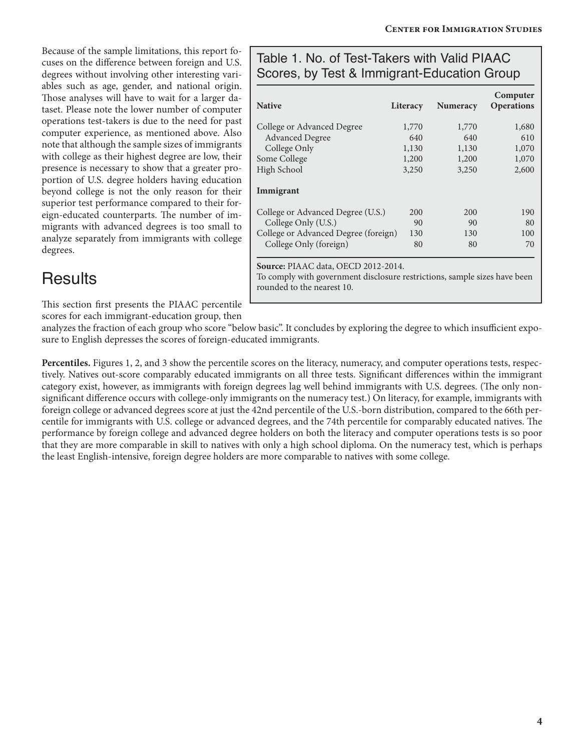Because of the sample limitations, this report focuses on the difference between foreign and U.S. degrees without involving other interesting variables such as age, gender, and national origin. Those analyses will have to wait for a larger dataset. Please note the lower number of computer operations test-takers is due to the need for past computer experience, as mentioned above. Also note that although the sample sizes of immigrants with college as their highest degree are low, their presence is necessary to show that a greater proportion of U.S. degree holders having education beyond college is not the only reason for their superior test performance compared to their foreign-educated counterparts. The number of immigrants with advanced degrees is too small to analyze separately from immigrants with college degrees.

Table 1. No. of Test-Takers with Valid PIAAC Scores, by Test & Immigrant-Education Group

| Native | Literacy | Numeracy | Computer Operations |
|---|---|---|---|
| College or Advanced Degree | 1,770 | 1,770 | 1,680 |
| Advanced Degree | 640 | 640 | 610 |
| College Only | 1,130 | 1,130 | 1,070 |
| Some College | 1,200 | 1,200 | 1,070 |
| High School | 3,250 | 3,250 | 2,600 |
| **Immigrant** | | | |
| College or Advanced Degree (U.S.) | 200 | 200 | 190 |
| College Only (U.S.) | 90 | 90 | 80 |
| College or Advanced Degree (foreign) | 130 | 130 | 100 |
| College Only (foreign) | 80 | 80 | 70 |

**Source:** PIAAC data, OECD 2012-2014.
To comply with government disclosure restrictions, sample sizes have been rounded to the nearest 10.

## Results

This section first presents the PIAAC percentile scores for each immigrant-education group, then analyzes the fraction of each group who score "below basic". It concludes by exploring the degree to which insufficient exposure to English depresses the scores of foreign-educated immigrants.

**Percentiles.** Figures 1, 2, and 3 show the percentile scores on the literacy, numeracy, and computer operations tests, respectively. Natives out-score comparably educated immigrants on all three tests. Significant differences within the immigrant category exist, however, as immigrants with foreign degrees lag well behind immigrants with U.S. degrees. (The only non-significant difference occurs with college-only immigrants on the numeracy test.) On literacy, for example, immigrants with foreign college or advanced degrees score at just the 42nd percentile of the U.S.-born distribution, compared to the 66th percentile for immigrants with U.S. college or advanced degrees, and the 74th percentile for comparably educated natives. The performance by foreign college and advanced degree holders on both the literacy and computer operations tests is so poor that they are more comparable in skill to natives with only a high school diploma. On the numeracy test, which is perhaps the least English-intensive, foreign degree holders are more comparable to natives with some college.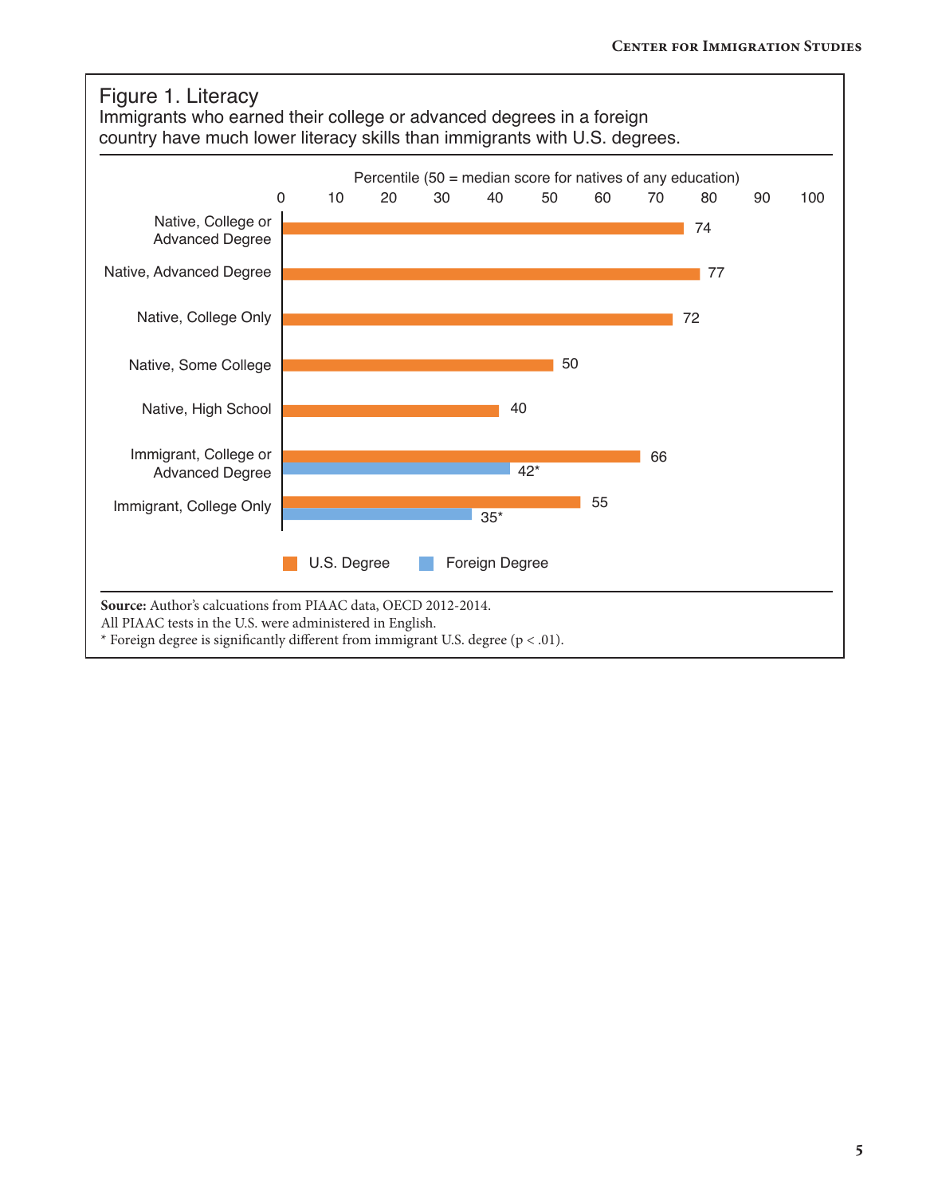## Figure 1. Literacy

Immigrants who earned their college or advanced degrees in a foreign country have much lower literacy skills than immigrants with U.S. degrees.

Percentile (50 = median score for natives of any education)

| | U.S. Degree | Foreign Degree |
|---|---|---|
| Native, College or Advanced Degree | 74 | |
| Native, Advanced Degree | 77 | |
| Native, College Only | 72 | |
| Native, Some College | 50 | |
| Native, High School | 40 | |
| Immigrant, College or Advanced Degree | 66 | 42* |
| Immigrant, College Only | 55 | 35* |

**Source:** Author's calcuations from PIAAC data, OECD 2012-2014.
All PIAAC tests in the U.S. were administered in English.
* Foreign degree is significantly different from immigrant U.S. degree ($p < .01$).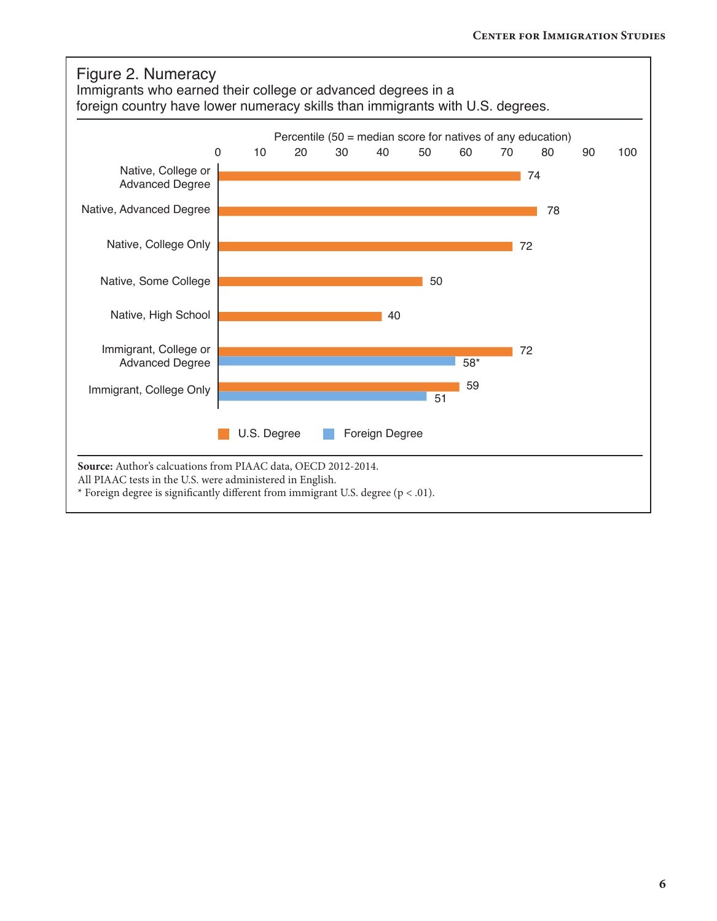## Figure 2. Numeracy

Immigrants who earned their college or advanced degrees in a foreign country have lower numeracy skills than immigrants with U.S. degrees.

Percentile (50 = median score for natives of any education)

| | U.S. Degree | Foreign Degree |
|---|---|---|
| Native, College or Advanced Degree | 74 | |
| Native, Advanced Degree | 78 | |
| Native, College Only | 72 | |
| Native, Some College | 50 | |
| Native, High School | 40 | |
| Immigrant, College or Advanced Degree | 72 | 58* |
| Immigrant, College Only | 59 | 51 |

**Source:** Author's calcuations from PIAAC data, OECD 2012-2014.
All PIAAC tests in the U.S. were administered in English.
* Foreign degree is significantly different from immigrant U.S. degree ($p < .01$).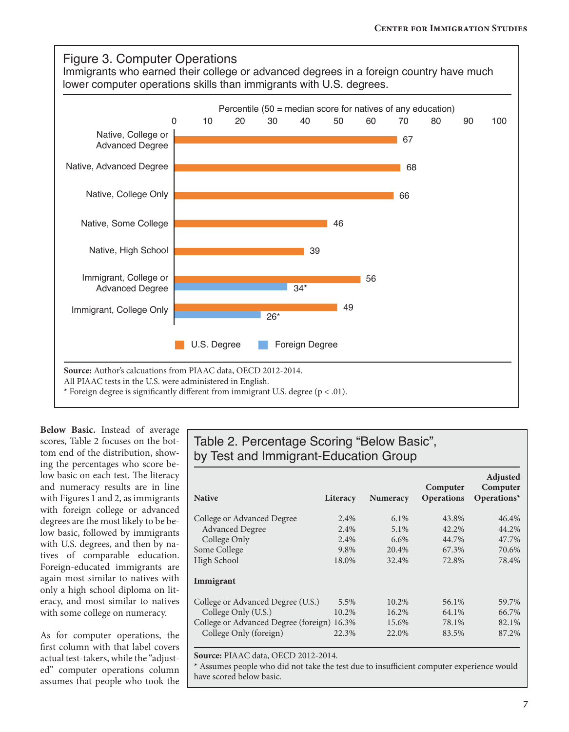## Figure 3. Computer Operations

Immigrants who earned their college or advanced degrees in a foreign country have much lower computer operations skills than immigrants with U.S. degrees.

Percentile (50 = median score for natives of any education)

| Group | U.S. Degree | Foreign Degree |
|---|---|---|
| Native, College or Advanced Degree | 67 | |
| Native, Advanced Degree | 68 | |
| Native, College Only | 66 | |
| Native, Some College | 46 | |
| Native, High School | 39 | |
| Immigrant, College or Advanced Degree | 56 | 34* |
| Immigrant, College Only | 49 | 26* |

**Source:** Author's calcuations from PIAAC data, OECD 2012-2014.
All PIAAC tests in the U.S. were administered in English.
* Foreign degree is significantly different from immigrant U.S. degree (p < .01).

**Below Basic.** Instead of average scores, Table 2 focuses on the bottom end of the distribution, showing the percentages who score below basic on each test. The literacy and numeracy results are in line with Figures 1 and 2, as immigrants with foreign college or advanced degrees are the most likely to be below basic, followed by immigrants with U.S. degrees, and then by natives of comparable education. Foreign-educated immigrants are again most similar to natives with only a high school diploma on literacy, and most similar to natives with some college on numeracy.

As for computer operations, the first column with that label covers actual test-takers, while the "adjusted" computer operations column assumes that people who took the

## Table 2. Percentage Scoring "Below Basic", by Test and Immigrant-Education Group

| | Literacy | Numeracy | Computer Operations | Adjusted Computer Operations* |
|---|---|---|---|---|
| **Native** | | | | |
| College or Advanced Degree | 2.4% | 6.1% | 43.8% | 46.4% |
| Advanced Degree | 2.4% | 5.1% | 42.2% | 44.2% |
| College Only | 2.4% | 6.6% | 44.7% | 47.7% |
| Some College | 9.8% | 20.4% | 67.3% | 70.6% |
| High School | 18.0% | 32.4% | 72.8% | 78.4% |
| **Immigrant** | | | | |
| College or Advanced Degree (U.S.) | 5.5% | 10.2% | 56.1% | 59.7% |
| College Only (U.S.) | 10.2% | 16.2% | 64.1% | 66.7% |
| College or Advanced Degree (foreign) | 16.3% | 15.6% | 78.1% | 82.1% |
| College Only (foreign) | 22.3% | 22.0% | 83.5% | 87.2% |

**Source:** PIAAC data, OECD 2012-2014.
* Assumes people who did not take the test due to insufficient computer experience would have scored below basic.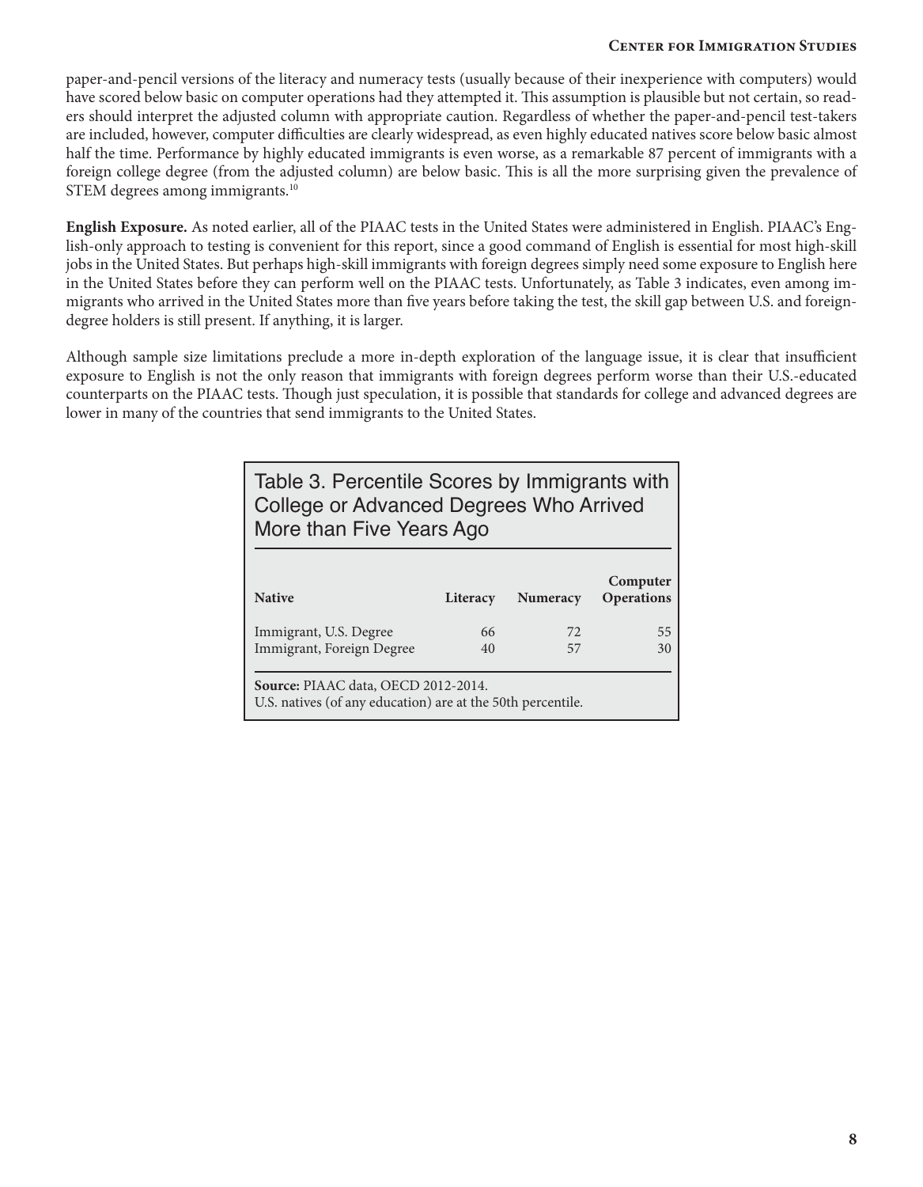paper-and-pencil versions of the literacy and numeracy tests (usually because of their inexperience with computers) would have scored below basic on computer operations had they attempted it. This assumption is plausible but not certain, so readers should interpret the adjusted column with appropriate caution. Regardless of whether the paper-and-pencil test-takers are included, however, computer difficulties are clearly widespread, as even highly educated natives score below basic almost half the time. Performance by highly educated immigrants is even worse, as a remarkable 87 percent of immigrants with a foreign college degree (from the adjusted column) are below basic. This is all the more surprising given the prevalence of STEM degrees among immigrants.[10]

**English Exposure.** As noted earlier, all of the PIAAC tests in the United States were administered in English. PIAAC's English-only approach to testing is convenient for this report, since a good command of English is essential for most high-skill jobs in the United States. But perhaps high-skill immigrants with foreign degrees simply need some exposure to English here in the United States before they can perform well on the PIAAC tests. Unfortunately, as Table 3 indicates, even among immigrants who arrived in the United States more than five years before taking the test, the skill gap between U.S. and foreign-degree holders is still present. If anything, it is larger.

Although sample size limitations preclude a more in-depth exploration of the language issue, it is clear that insufficient exposure to English is not the only reason that immigrants with foreign degrees perform worse than their U.S.-educated counterparts on the PIAAC tests. Though just speculation, it is possible that standards for college and advanced degrees are lower in many of the countries that send immigrants to the United States.

Table 3. Percentile Scores by Immigrants with College or Advanced Degrees Who Arrived More than Five Years Ago

| Native | Literacy | Numeracy | Computer Operations |
|---|---|---|---|
| Immigrant, U.S. Degree | 66 | 72 | 55 |
| Immigrant, Foreign Degree | 40 | 57 | 30 |

**Source:** PIAAC data, OECD 2012-2014.
U.S. natives (of any education) are at the 50th percentile.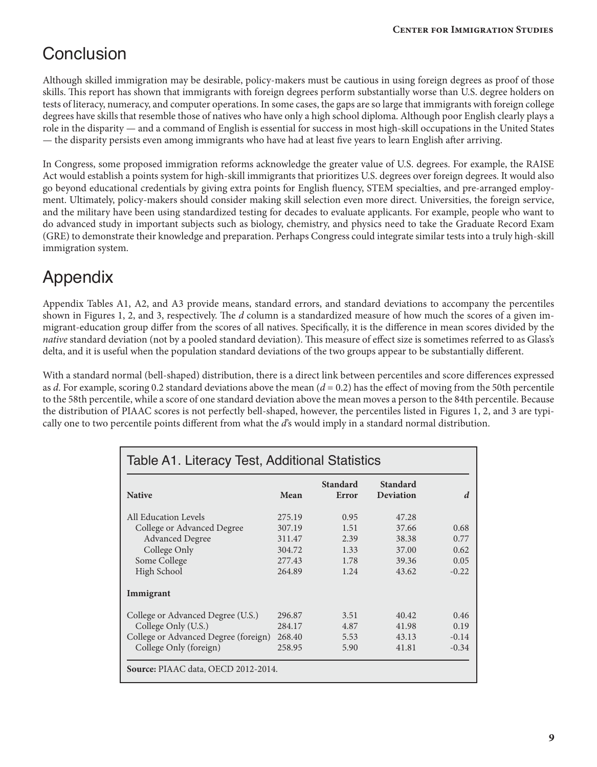## Conclusion

Although skilled immigration may be desirable, policy-makers must be cautious in using foreign degrees as proof of those skills. This report has shown that immigrants with foreign degrees perform substantially worse than U.S. degree holders on tests of literacy, numeracy, and computer operations. In some cases, the gaps are so large that immigrants with foreign college degrees have skills that resemble those of natives who have only a high school diploma. Although poor English clearly plays a role in the disparity — and a command of English is essential for success in most high-skill occupations in the United States — the disparity persists even among immigrants who have had at least five years to learn English after arriving.

In Congress, some proposed immigration reforms acknowledge the greater value of U.S. degrees. For example, the RAISE Act would establish a points system for high-skill immigrants that prioritizes U.S. degrees over foreign degrees. It would also go beyond educational credentials by giving extra points for English fluency, STEM specialties, and pre-arranged employment. Ultimately, policy-makers should consider making skill selection even more direct. Universities, the foreign service, and the military have been using standardized testing for decades to evaluate applicants. For example, people who want to do advanced study in important subjects such as biology, chemistry, and physics need to take the Graduate Record Exam (GRE) to demonstrate their knowledge and preparation. Perhaps Congress could integrate similar tests into a truly high-skill immigration system.

## Appendix

Appendix Tables A1, A2, and A3 provide means, standard errors, and standard deviations to accompany the percentiles shown in Figures 1, 2, and 3, respectively. The *d* column is a standardized measure of how much the scores of a given immigrant-education group differ from the scores of all natives. Specifically, it is the difference in mean scores divided by the *native* standard deviation (not by a pooled standard deviation). This measure of effect size is sometimes referred to as Glass's delta, and it is useful when the population standard deviations of the two groups appear to be substantially different.

With a standard normal (bell-shaped) distribution, there is a direct link between percentiles and score differences expressed as *d*. For example, scoring 0.2 standard deviations above the mean ($d = 0.2$) has the effect of moving from the 50th percentile to the 58th percentile, while a score of one standard deviation above the mean moves a person to the 84th percentile. Because the distribution of PIAAC scores is not perfectly bell-shaped, however, the percentiles listed in Figures 1, 2, and 3 are typically one to two percentile points different from what the *d*'s would imply in a standard normal distribution.

Table A1. Literacy Test, Additional Statistics

| Native | Mean | Standard Error | Standard Deviation | *d* |
|---|---|---|---|---|
| All Education Levels | 275.19 | 0.95 | 47.28 | |
| College or Advanced Degree | 307.19 | 1.51 | 37.66 | 0.68 |
| Advanced Degree | 311.47 | 2.39 | 38.38 | 0.77 |
| College Only | 304.72 | 1.33 | 37.00 | 0.62 |
| Some College | 277.43 | 1.78 | 39.36 | 0.05 |
| High School | 264.89 | 1.24 | 43.62 | -0.22 |
| **Immigrant** | | | | |
| College or Advanced Degree (U.S.) | 296.87 | 3.51 | 40.42 | 0.46 |
| College Only (U.S.) | 284.17 | 4.87 | 41.98 | 0.19 |
| College or Advanced Degree (foreign) | 268.40 | 5.53 | 43.13 | -0.14 |
| College Only (foreign) | 258.95 | 5.90 | 41.81 | -0.34 |

**Source:** PIAAC data, OECD 2012-2014.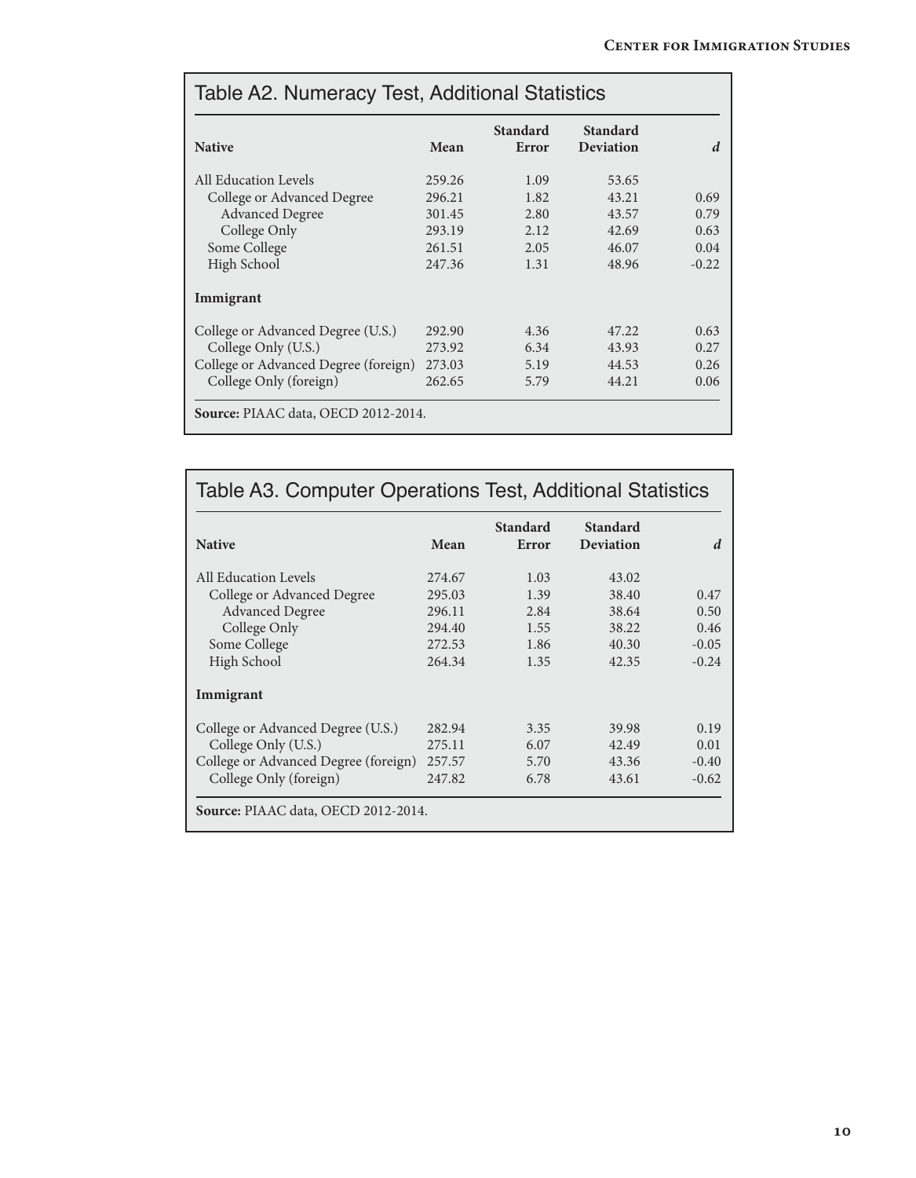## Table A2. Numeracy Test, Additional Statistics

| Native | Mean | Standard Error | Standard Deviation | *d* |
|---|---|---|---|---|
| All Education Levels | 259.26 | 1.09 | 53.65 | |
| College or Advanced Degree | 296.21 | 1.82 | 43.21 | 0.69 |
| Advanced Degree | 301.45 | 2.80 | 43.57 | 0.79 |
| College Only | 293.19 | 2.12 | 42.69 | 0.63 |
| Some College | 261.51 | 2.05 | 46.07 | 0.04 |
| High School | 247.36 | 1.31 | 48.96 | -0.22 |
| **Immigrant** | | | | |
| College or Advanced Degree (U.S.) | 292.90 | 4.36 | 47.22 | 0.63 |
| College Only (U.S.) | 273.92 | 6.34 | 43.93 | 0.27 |
| College or Advanced Degree (foreign) | 273.03 | 5.19 | 44.53 | 0.26 |
| College Only (foreign) | 262.65 | 5.79 | 44.21 | 0.06 |

**Source:** PIAAC data, OECD 2012-2014.

## Table A3. Computer Operations Test, Additional Statistics

| Native | Mean | Standard Error | Standard Deviation | *d* |
|---|---|---|---|---|
| All Education Levels | 274.67 | 1.03 | 43.02 | |
| College or Advanced Degree | 295.03 | 1.39 | 38.40 | 0.47 |
| Advanced Degree | 296.11 | 2.84 | 38.64 | 0.50 |
| College Only | 294.40 | 1.55 | 38.22 | 0.46 |
| Some College | 272.53 | 1.86 | 40.30 | -0.05 |
| High School | 264.34 | 1.35 | 42.35 | -0.24 |
| **Immigrant** | | | | |
| College or Advanced Degree (U.S.) | 282.94 | 3.35 | 39.98 | 0.19 |
| College Only (U.S.) | 275.11 | 6.07 | 42.49 | 0.01 |
| College or Advanced Degree (foreign) | 257.57 | 5.70 | 43.36 | -0.40 |
| College Only (foreign) | 247.82 | 6.78 | 43.61 | -0.62 |

**Source:** PIAAC data, OECD 2012-2014.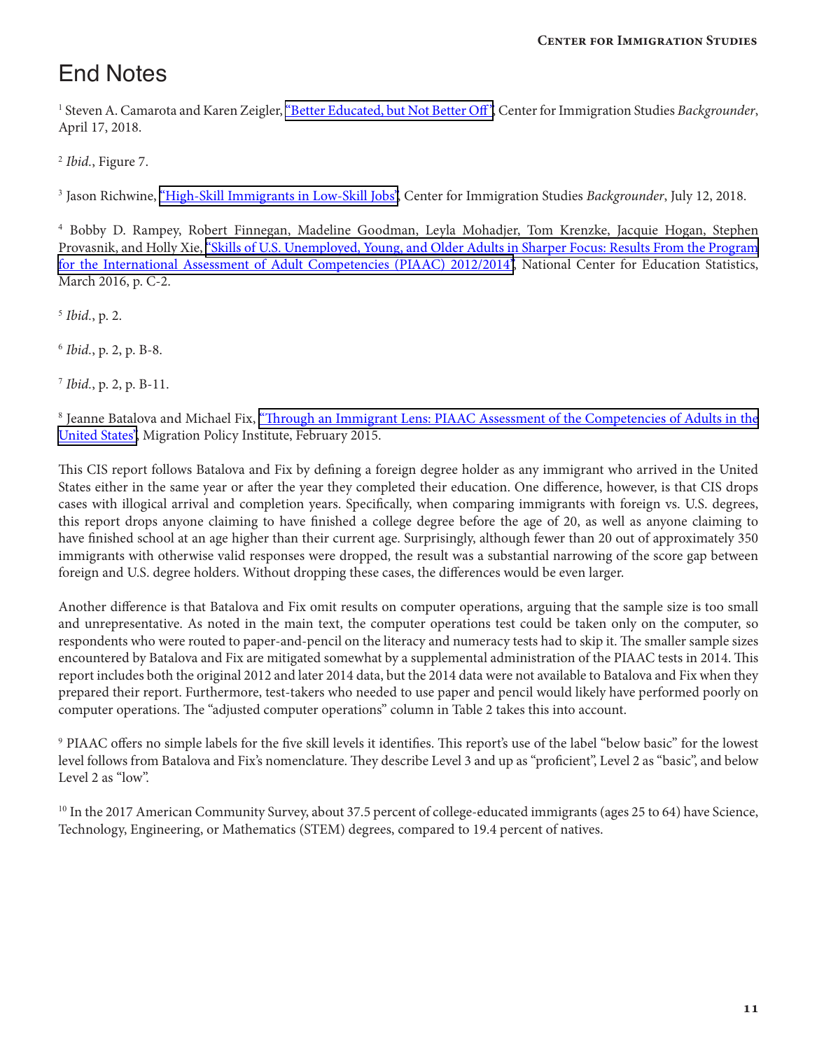# End Notes

[1] Steven A. Camarota and Karen Zeigler, "Better Educated, but Not Better Off", Center for Immigration Studies *Backgrounder*, April 17, 2018.

[2] *Ibid.*, Figure 7.

[3] Jason Richwine, "High-Skill Immigrants in Low-Skill Jobs", Center for Immigration Studies *Backgrounder*, July 12, 2018.

[4] Bobby D. Rampey, Robert Finnegan, Madeline Goodman, Leyla Mohadjer, Tom Krenzke, Jacquie Hogan, Stephen Provasnik, and Holly Xie, "Skills of U.S. Unemployed, Young, and Older Adults in Sharper Focus: Results From the Program for the International Assessment of Adult Competencies (PIAAC) 2012/2014", National Center for Education Statistics, March 2016, p. C-2.

[5] *Ibid.*, p. 2.

[6] *Ibid.*, p. 2, p. B-8.

[7] *Ibid.*, p. 2, p. B-11.

[8] Jeanne Batalova and Michael Fix, "Through an Immigrant Lens: PIAAC Assessment of the Competencies of Adults in the United States", Migration Policy Institute, February 2015.

This CIS report follows Batalova and Fix by defining a foreign degree holder as any immigrant who arrived in the United States either in the same year or after the year they completed their education. One difference, however, is that CIS drops cases with illogical arrival and completion years. Specifically, when comparing immigrants with foreign vs. U.S. degrees, this report drops anyone claiming to have finished a college degree before the age of 20, as well as anyone claiming to have finished school at an age higher than their current age. Surprisingly, although fewer than 20 out of approximately 350 immigrants with otherwise valid responses were dropped, the result was a substantial narrowing of the score gap between foreign and U.S. degree holders. Without dropping these cases, the differences would be even larger.

Another difference is that Batalova and Fix omit results on computer operations, arguing that the sample size is too small and unrepresentative. As noted in the main text, the computer operations test could be taken only on the computer, so respondents who were routed to paper-and-pencil on the literacy and numeracy tests had to skip it. The smaller sample sizes encountered by Batalova and Fix are mitigated somewhat by a supplemental administration of the PIAAC tests in 2014. This report includes both the original 2012 and later 2014 data, but the 2014 data were not available to Batalova and Fix when they prepared their report. Furthermore, test-takers who needed to use paper and pencil would likely have performed poorly on computer operations. The "adjusted computer operations" column in Table 2 takes this into account.

[9] PIAAC offers no simple labels for the five skill levels it identifies. This report's use of the label "below basic" for the lowest level follows from Batalova and Fix's nomenclature. They describe Level 3 and up as "proficient", Level 2 as "basic", and below Level 2 as "low".

[10] In the 2017 American Community Survey, about 37.5 percent of college-educated immigrants (ages 25 to 64) have Science, Technology, Engineering, or Mathematics (STEM) degrees, compared to 19.4 percent of natives.